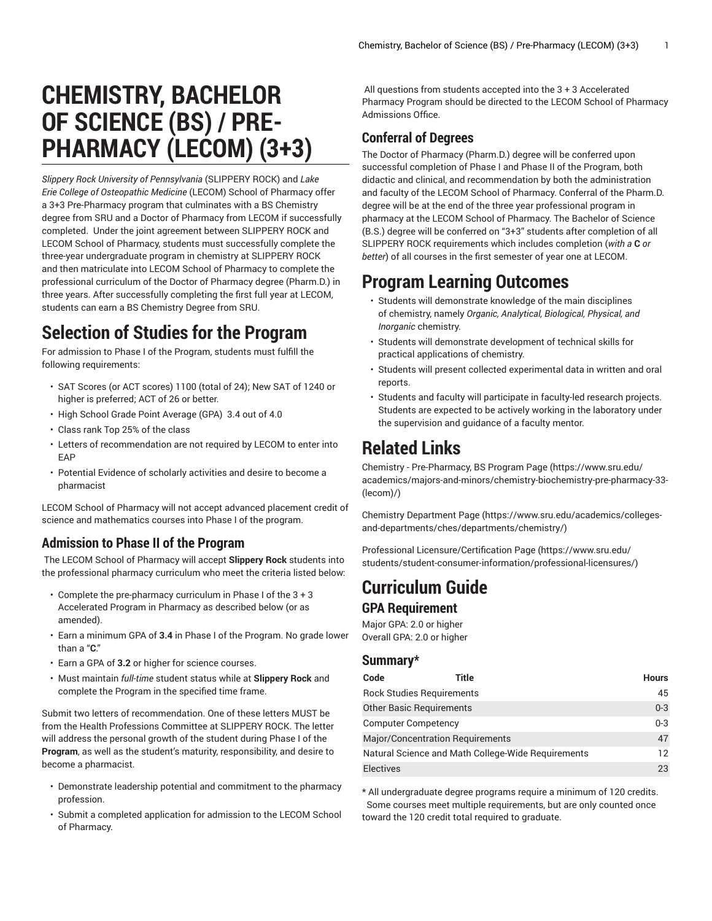# CHEMISTRY, BACHELOR OF SCIENCE (BS) / PRE-PHARMACY (LECOM) (3+3)

*Slippery Rock University of Pennsylvania* (SLIPPERY ROCK) and *Lake Erie College of Osteopathic Medicine* (LECOM) School of Pharmacy offer a 3+3 Pre-Pharmacy program that culminates with a BS Chemistry degree from SRU and a Doctor of Pharmacy from LECOM if successfully completed. Under the joint agreement between SLIPPERY ROCK and LECOM School of Pharmacy, students must successfully complete the three-year undergraduate program in chemistry at SLIPPERY ROCK and then matriculate into LECOM School of Pharmacy to complete the professional curriculum of the Doctor of Pharmacy degree (Pharm.D.) in three years. After successfully completing the first full year at LECOM, students can earn a BS Chemistry Degree from SRU.

## Selection of Studies for the Program

For admission to Phase I of the Program, students must fulfill the following requirements:

- SAT Scores (or ACT scores) 1100 (total of 24); New SAT of 1240 or higher is preferred; ACT of 26 or better.
- High School Grade Point Average (GPA) 3.4 out of 4.0
- Class rank Top 25% of the class
- Letters of recommendation are not required by LECOM to enter into EAP
- Potential Evidence of scholarly activities and desire to become a pharmacist

LECOM School of Pharmacy will not accept advanced placement credit of science and mathematics courses into Phase I of the program.

### Admission to Phase II of the Program

The LECOM School of Pharmacy will accept **Slippery Rock** students into the professional pharmacy curriculum who meet the criteria listed below:

- Complete the pre-pharmacy curriculum in Phase I of the 3 + 3 Accelerated Program in Pharmacy as described below (or as amended).
- Earn a minimum GPA of **3.4** in Phase I of the Program. No grade lower than a "**C**."
- Earn a GPA of **3.2** or higher for science courses.
- Must maintain *full-time* student status while at **Slippery Rock** and complete the Program in the specified time frame.

Submit two letters of recommendation. One of these letters MUST be from the Health Professions Committee at SLIPPERY ROCK. The letter will address the personal growth of the student during Phase I of the **Program**, as well as the student's maturity, responsibility, and desire to become a pharmacist.

- Demonstrate leadership potential and commitment to the pharmacy profession.
- Submit a completed application for admission to the LECOM School of Pharmacy.

All questions from students accepted into the 3 + 3 Accelerated Pharmacy Program should be directed to the LECOM School of Pharmacy Admissions Office.

### Conferral of Degrees

The Doctor of Pharmacy (Pharm.D.) degree will be conferred upon successful completion of Phase I and Phase II of the Program, both didactic and clinical, and recommendation by both the administration and faculty of the LECOM School of Pharmacy. Conferral of the Pharm.D. degree will be at the end of the three year professional program in pharmacy at the LECOM School of Pharmacy. The Bachelor of Science (B.S.) degree will be conferred on "3+3" students after completion of all SLIPPERY ROCK requirements which includes completion (*with a* **C** *or better*) of all courses in the first semester of year one at LECOM.

## Program Learning Outcomes

- Students will demonstrate knowledge of the main disciplines of chemistry, namely *Organic, Analytical, Biological, Physical, and Inorganic* chemistry.
- Students will demonstrate development of technical skills for practical applications of chemistry.
- Students will present collected experimental data in written and oral reports.
- Students and faculty will participate in faculty-led research projects. Students are expected to be actively working in the laboratory under the supervision and guidance of a faculty mentor.

## Related Links

Chemistry - Pre-Pharmacy, BS Program Page (https://www.sru.edu/academics/majors-and-minors/chemistry-biochemistry-pre-pharmacy-33-(lecom)/)

Chemistry Department Page (https://www.sru.edu/academics/colleges-and-departments/ches/departments/chemistry/)

Professional Licensure/Certification Page (https://www.sru.edu/students/student-consumer-information/professional-licensures/)

## Curriculum Guide

### GPA Requirement

Major GPA: 2.0 or higher
Overall GPA: 2.0 or higher

### Summary*

| Code | Title | Hours |
|---|---|---|
| Rock Studies Requirements | | 45 |
| Other Basic Requirements | | 0-3 |
| Computer Competency | | 0-3 |
| Major/Concentration Requirements | | 47 |
| Natural Science and Math College-Wide Requirements | | 12 |
| Electives | | 23 |

\* All undergraduate degree programs require a minimum of 120 credits. Some courses meet multiple requirements, but are only counted once toward the 120 credit total required to graduate.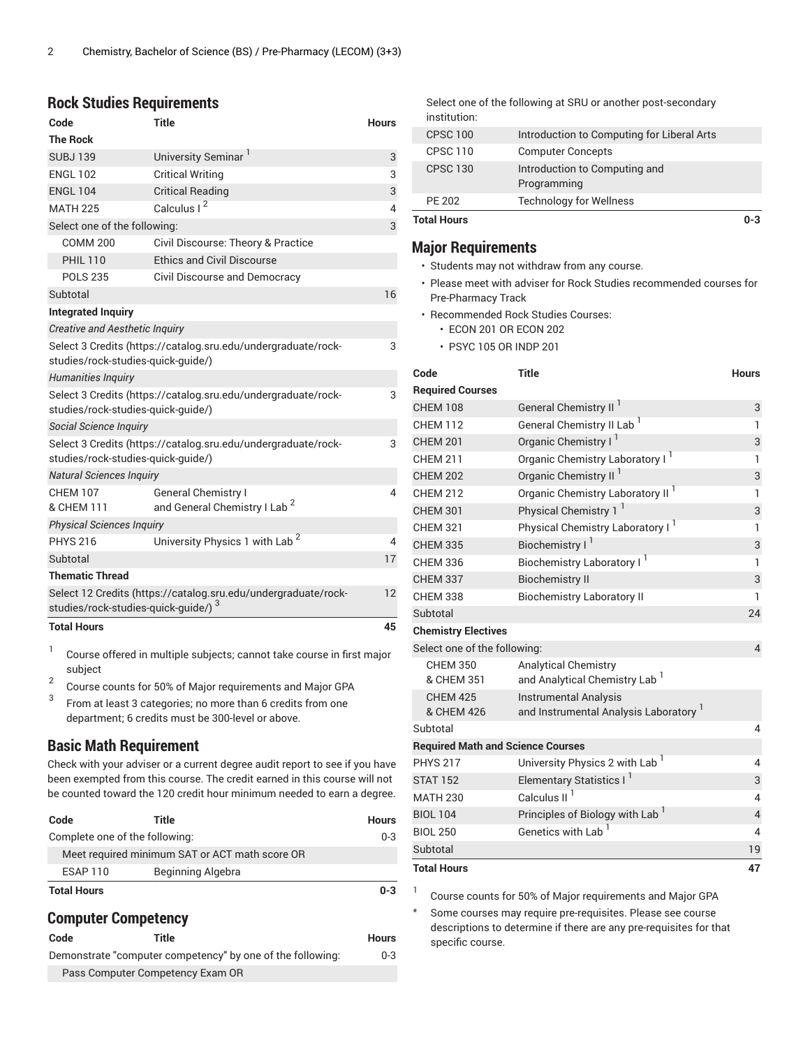## Rock Studies Requirements

| Code | Title | Hours |
|---|---|---|
| **The Rock** | | |
| SUBJ 139 | University Seminar [1] | 3 |
| ENGL 102 | Critical Writing | 3 |
| ENGL 104 | Critical Reading | 3 |
| MATH 225 | Calculus I [2] | 4 |
| Select one of the following: | | 3 |
| COMM 200 | Civil Discourse: Theory & Practice | |
| PHIL 110 | Ethics and Civil Discourse | |
| POLS 235 | Civil Discourse and Democracy | |
| Subtotal | | 16 |
| **Integrated Inquiry** | | |
| *Creative and Aesthetic Inquiry* | | |
| Select 3 Credits (https://catalog.sru.edu/undergraduate/rock-studies/rock-studies-quick-guide/) | | 3 |
| *Humanities Inquiry* | | |
| Select 3 Credits (https://catalog.sru.edu/undergraduate/rock-studies/rock-studies-quick-guide/) | | 3 |
| *Social Science Inquiry* | | |
| Select 3 Credits (https://catalog.sru.edu/undergraduate/rock-studies/rock-studies-quick-guide/) | | 3 |
| *Natural Sciences Inquiry* | | |
| CHEM 107 & CHEM 111 | General Chemistry I and General Chemistry I Lab [2] | 4 |
| *Physical Sciences Inquiry* | | |
| PHYS 216 | University Physics 1 with Lab [2] | 4 |
| Subtotal | | 17 |
| **Thematic Thread** | | |
| Select 12 Credits (https://catalog.sru.edu/undergraduate/rock-studies/rock-studies-quick-guide/) [3] | | 12 |
| **Total Hours** | | **45** |

1. Course offered in multiple subjects; cannot take course in first major subject
2. Course counts for 50% of Major requirements and Major GPA
3. From at least 3 categories; no more than 6 credits from one department; 6 credits must be 300-level or above.

## Basic Math Requirement

Check with your adviser or a current degree audit report to see if you have been exempted from this course. The credit earned in this course will not be counted toward the 120 credit hour minimum needed to earn a degree.

| Code | Title | Hours |
|---|---|---|
| Complete one of the following: | | 0-3 |
| Meet required minimum SAT or ACT math score OR | | |
| ESAP 110 | Beginning Algebra | |
| **Total Hours** | | **0-3** |

## Computer Competency

| Code | Title | Hours |
|---|---|---|
| Demonstrate "computer competency" by one of the following: | | 0-3 |
| Pass Computer Competency Exam OR | | |
| Select one of the following at SRU or another post-secondary institution: | | |
| CPSC 100 | Introduction to Computing for Liberal Arts | |
| CPSC 110 | Computer Concepts | |
| CPSC 130 | Introduction to Computing and Programming | |
| PE 202 | Technology for Wellness | |
| **Total Hours** | | **0-3** |

## Major Requirements

- Students may not withdraw from any course.
- Please meet with adviser for Rock Studies recommended courses for Pre-Pharmacy Track
- Recommended Rock Studies Courses:
  - ECON 201 OR ECON 202
  - PSYC 105 OR INDP 201

| Code | Title | Hours |
|---|---|---|
| **Required Courses** | | |
| CHEM 108 | General Chemistry II [1] | 3 |
| CHEM 112 | General Chemistry II Lab [1] | 1 |
| CHEM 201 | Organic Chemistry I [1] | 3 |
| CHEM 211 | Organic Chemistry Laboratory I [1] | 1 |
| CHEM 202 | Organic Chemistry II [1] | 3 |
| CHEM 212 | Organic Chemistry Laboratory II [1] | 1 |
| CHEM 301 | Physical Chemistry 1 [1] | 3 |
| CHEM 321 | Physical Chemistry Laboratory I [1] | 1 |
| CHEM 335 | Biochemistry I [1] | 3 |
| CHEM 336 | Biochemistry Laboratory I [1] | 1 |
| CHEM 337 | Biochemistry II | 3 |
| CHEM 338 | Biochemistry Laboratory II | 1 |
| Subtotal | | 24 |
| **Chemistry Electives** | | |
| Select one of the following: | | 4 |
| CHEM 350 & CHEM 351 | Analytical Chemistry and Analytical Chemistry Lab [1] | |
| CHEM 425 & CHEM 426 | Instrumental Analysis and Instrumental Analysis Laboratory [1] | |
| Subtotal | | 4 |
| **Required Math and Science Courses** | | |
| PHYS 217 | University Physics 2 with Lab [1] | 4 |
| STAT 152 | Elementary Statistics I [1] | 3 |
| MATH 230 | Calculus II [1] | 4 |
| BIOL 104 | Principles of Biology with Lab [1] | 4 |
| BIOL 250 | Genetics with Lab [1] | 4 |
| Subtotal | | 19 |
| **Total Hours** | | **47** |

1. Course counts for 50% of Major requirements and Major GPA

\* Some courses may require pre-requisites. Please see course descriptions to determine if there are any pre-requisites for that specific course.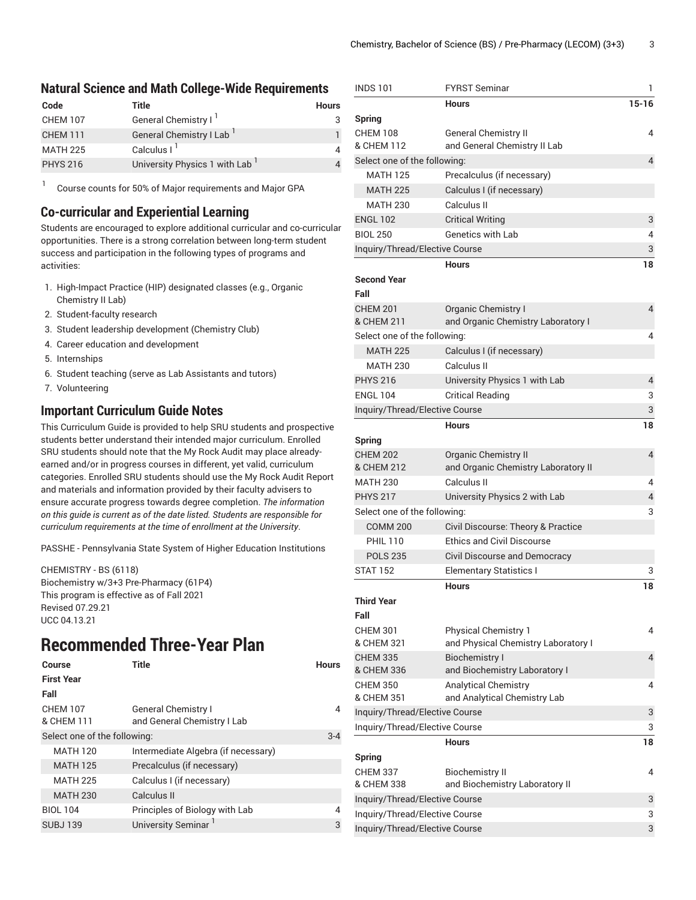## Natural Science and Math College-Wide Requirements

| Code | Title | Hours |
|---|---|---|
| CHEM 107 | General Chemistry I [1] | 3 |
| CHEM 111 | General Chemistry I Lab [1] | 1 |
| MATH 225 | Calculus I [1] | 4 |
| PHYS 216 | University Physics 1 with Lab [1] | 4 |

[1] Course counts for 50% of Major requirements and Major GPA

## Co-curricular and Experiential Learning

Students are encouraged to explore additional curricular and co-curricular opportunities. There is a strong correlation between long-term student success and participation in the following types of programs and activities:

1. High-Impact Practice (HIP) designated classes (e.g., Organic Chemistry II Lab)
2. Student-faculty research
3. Student leadership development (Chemistry Club)
4. Career education and development
5. Internships
6. Student teaching (serve as Lab Assistants and tutors)
7. Volunteering

## Important Curriculum Guide Notes

This Curriculum Guide is provided to help SRU students and prospective students better understand their intended major curriculum. Enrolled SRU students should note that the My Rock Audit may place already-earned and/or in progress courses in different, yet valid, curriculum categories. Enrolled SRU students should use the My Rock Audit Report and materials and information provided by their faculty advisers to ensure accurate progress towards degree completion. *The information on this guide is current as of the date listed. Students are responsible for curriculum requirements at the time of enrollment at the University*.

PASSHE - Pennsylvania State System of Higher Education Institutions

CHEMISTRY - BS (6118)
Biochemistry w/3+3 Pre-Pharmacy (61P4)
This program is effective as of Fall 2021
Revised 07.29.21
UCC 04.13.21

# Recommended Three-Year Plan

| Course | Title | Hours |
|---|---|---|
| **First Year** | | |
| **Fall** | | |
| CHEM 107 & CHEM 111 | General Chemistry I and General Chemistry I Lab | 4 |
| Select one of the following: | | 3-4 |
| MATH 120 | Intermediate Algebra (if necessary) | |
| MATH 125 | Precalculus (if necessary) | |
| MATH 225 | Calculus I (if necessary) | |
| MATH 230 | Calculus II | |
| BIOL 104 | Principles of Biology with Lab | 4 |
| SUBJ 139 | University Seminar [1] | 3 |
| INDS 101 | FYRST Seminar | 1 |
| | **Hours** | **15-16** |
| **Spring** | | |
| CHEM 108 & CHEM 112 | General Chemistry II and General Chemistry II Lab | 4 |
| Select one of the following: | | 4 |
| MATH 125 | Precalculus (if necessary) | |
| MATH 225 | Calculus I (if necessary) | |
| MATH 230 | Calculus II | |
| ENGL 102 | Critical Writing | 3 |
| BIOL 250 | Genetics with Lab | 4 |
| Inquiry/Thread/Elective Course | | 3 |
| | **Hours** | **18** |
| **Second Year** | | |
| **Fall** | | |
| CHEM 201 & CHEM 211 | Organic Chemistry I and Organic Chemistry Laboratory I | 4 |
| Select one of the following: | | 4 |
| MATH 225 | Calculus I (if necessary) | |
| MATH 230 | Calculus II | |
| PHYS 216 | University Physics 1 with Lab | 4 |
| ENGL 104 | Critical Reading | 3 |
| Inquiry/Thread/Elective Course | | 3 |
| | **Hours** | **18** |
| **Spring** | | |
| CHEM 202 & CHEM 212 | Organic Chemistry II and Organic Chemistry Laboratory II | 4 |
| MATH 230 | Calculus II | 4 |
| PHYS 217 | University Physics 2 with Lab | 4 |
| Select one of the following: | | 3 |
| COMM 200 | Civil Discourse: Theory & Practice | |
| PHIL 110 | Ethics and Civil Discourse | |
| POLS 235 | Civil Discourse and Democracy | |
| STAT 152 | Elementary Statistics I | 3 |
| | **Hours** | **18** |
| **Third Year** | | |
| **Fall** | | |
| CHEM 301 & CHEM 321 | Physical Chemistry 1 and Physical Chemistry Laboratory I | 4 |
| CHEM 335 & CHEM 336 | Biochemistry I and Biochemistry Laboratory I | 4 |
| CHEM 350 & CHEM 351 | Analytical Chemistry and Analytical Chemistry Lab | 4 |
| Inquiry/Thread/Elective Course | | 3 |
| Inquiry/Thread/Elective Course | | 3 |
| | **Hours** | **18** |
| **Spring** | | |
| CHEM 337 & CHEM 338 | Biochemistry II and Biochemistry Laboratory II | 4 |
| Inquiry/Thread/Elective Course | | 3 |
| Inquiry/Thread/Elective Course | | 3 |
| Inquiry/Thread/Elective Course | | 3 |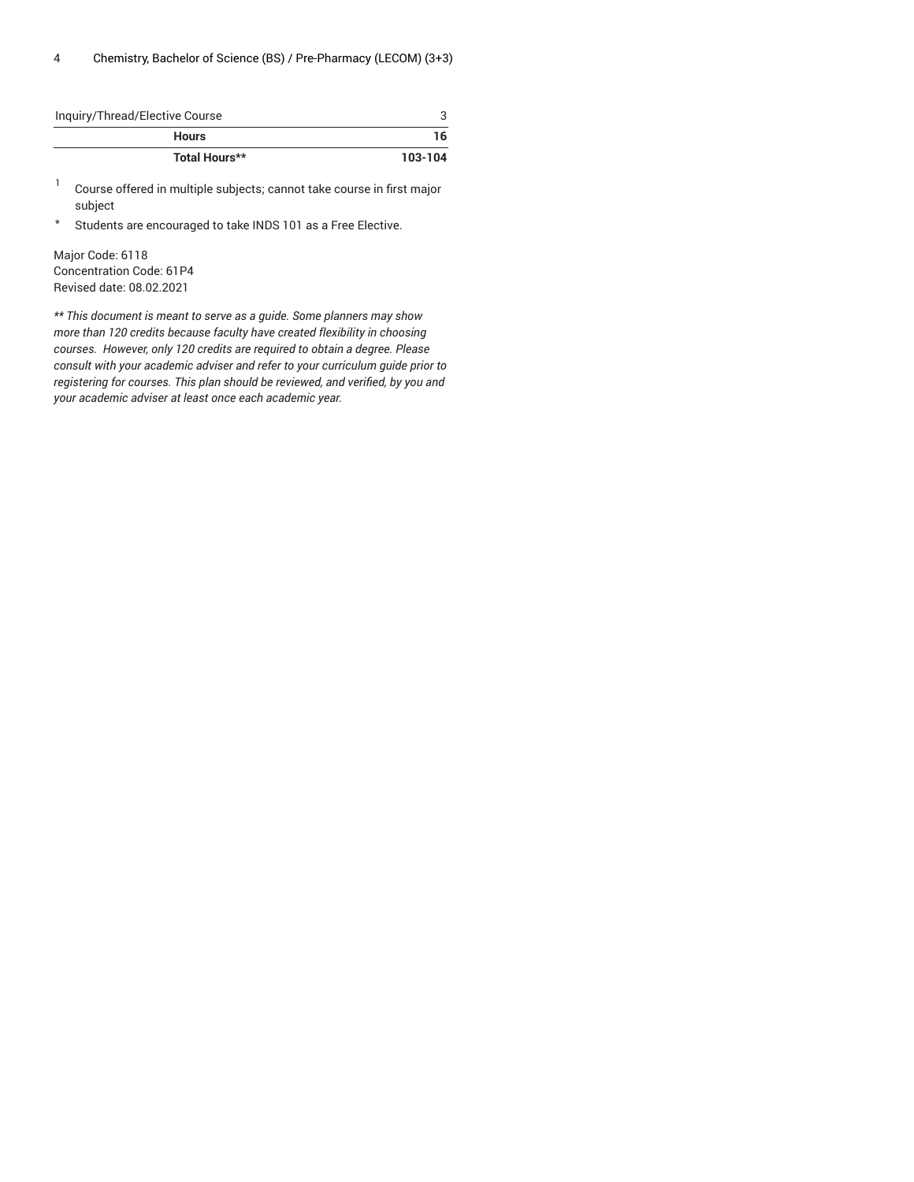| | |
|---|---|
| Inquiry/Thread/Elective Course | 3 |
| **Hours** | **16** |
| **Total Hours**** | **103-104** |

[1] Course offered in multiple subjects; cannot take course in first major subject

* Students are encouraged to take INDS 101 as a Free Elective.

Major Code: 6118
Concentration Code: 61P4
Revised date: 08.02.2021

*** This document is meant to serve as a guide. Some planners may show more than 120 credits because faculty have created flexibility in choosing courses. However, only 120 credits are required to obtain a degree. Please consult with your academic adviser and refer to your curriculum guide prior to registering for courses. This plan should be reviewed, and verified, by you and your academic adviser at least once each academic year.*